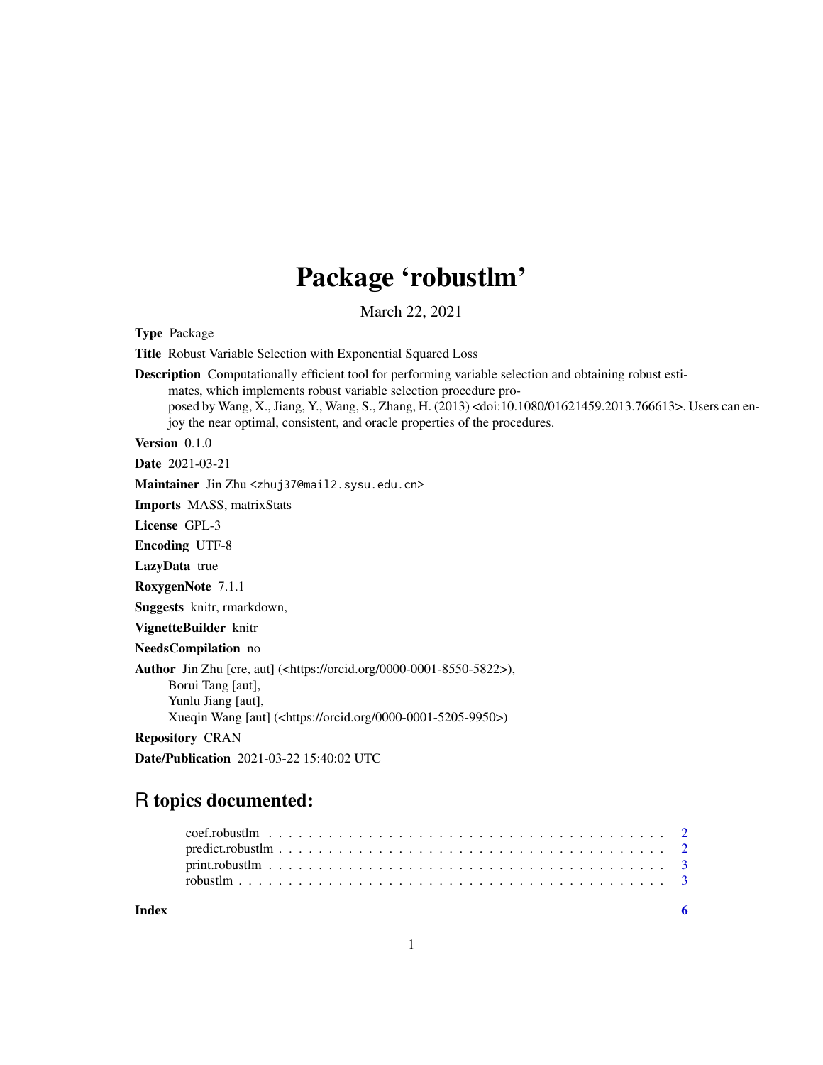# Package 'robustlm'

March 22, 2021

**Type** Package

**Title** Robust Variable Selection with Exponential Squared Loss

**Description** Computationally efficient tool for performing variable selection and obtaining robust estimates, which implements robust variable selection procedure proposed by Wang, X., Jiang, Y., Wang, S., Zhang, H. (2013) <doi:10.1080/01621459.2013.766613>. Users can enjoy the near optimal, consistent, and oracle properties of the procedures.

**Version** 0.1.0

**Date** 2021-03-21

**Maintainer** Jin Zhu <zhuj37@mail2.sysu.edu.cn>

**Imports** MASS, matrixStats

**License** GPL-3

**Encoding** UTF-8

**LazyData** true

**RoxygenNote** 7.1.1

**Suggests** knitr, rmarkdown,

**VignetteBuilder** knitr

**NeedsCompilation** no

**Author** Jin Zhu [cre, aut] (<https://orcid.org/0000-0001-8550-5822>),
Borui Tang [aut],
Yunlu Jiang [aut],
Xueqin Wang [aut] (<https://orcid.org/0000-0001-5205-9950>)

**Repository** CRAN

**Date/Publication** 2021-03-22 15:40:02 UTC

## R topics documented:

coef.robustlm . . . . . . . . . . . . . . . . . . . . . . . . . . . . . . . . . . . . . . 2
predict.robustlm . . . . . . . . . . . . . . . . . . . . . . . . . . . . . . . . . . . . . 2
print.robustlm . . . . . . . . . . . . . . . . . . . . . . . . . . . . . . . . . . . . . . 3
robustlm . . . . . . . . . . . . . . . . . . . . . . . . . . . . . . . . . . . . . . . . . 3

**Index** 6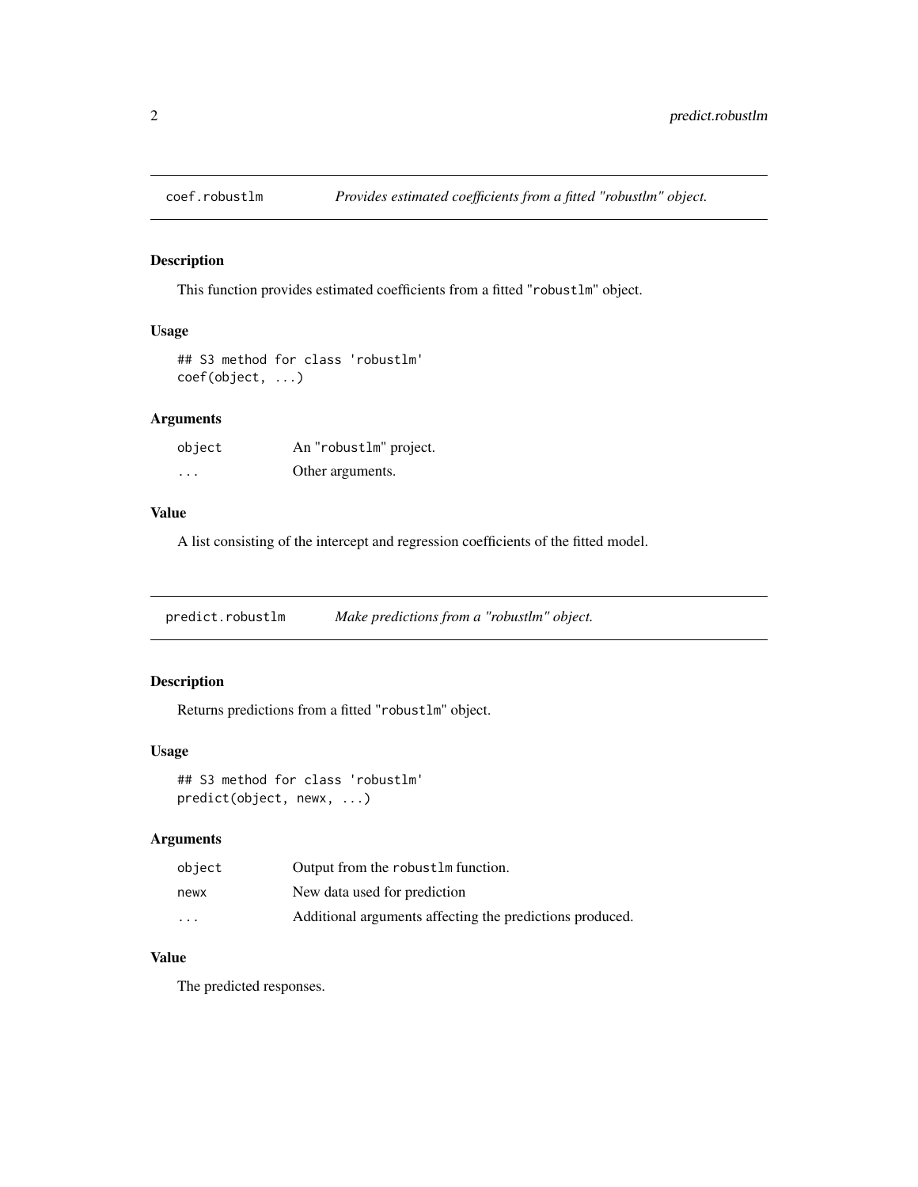## coef.robustlm — *Provides estimated coefficients from a fitted "robustlm" object.*

### Description

This function provides estimated coefficients from a fitted "robustlm" object.

### Usage

```
## S3 method for class 'robustlm'
coef(object, ...)
```

### Arguments

| | |
|---|---|
| object | An "robustlm" project. |
| ... | Other arguments. |

### Value

A list consisting of the intercept and regression coefficients of the fitted model.

## predict.robustlm — *Make predictions from a "robustlm" object.*

### Description

Returns predictions from a fitted "robustlm" object.

### Usage

```
## S3 method for class 'robustlm'
predict(object, newx, ...)
```

### Arguments

| | |
|---|---|
| object | Output from the robustlm function. |
| newx | New data used for prediction |
| ... | Additional arguments affecting the predictions produced. |

### Value

The predicted responses.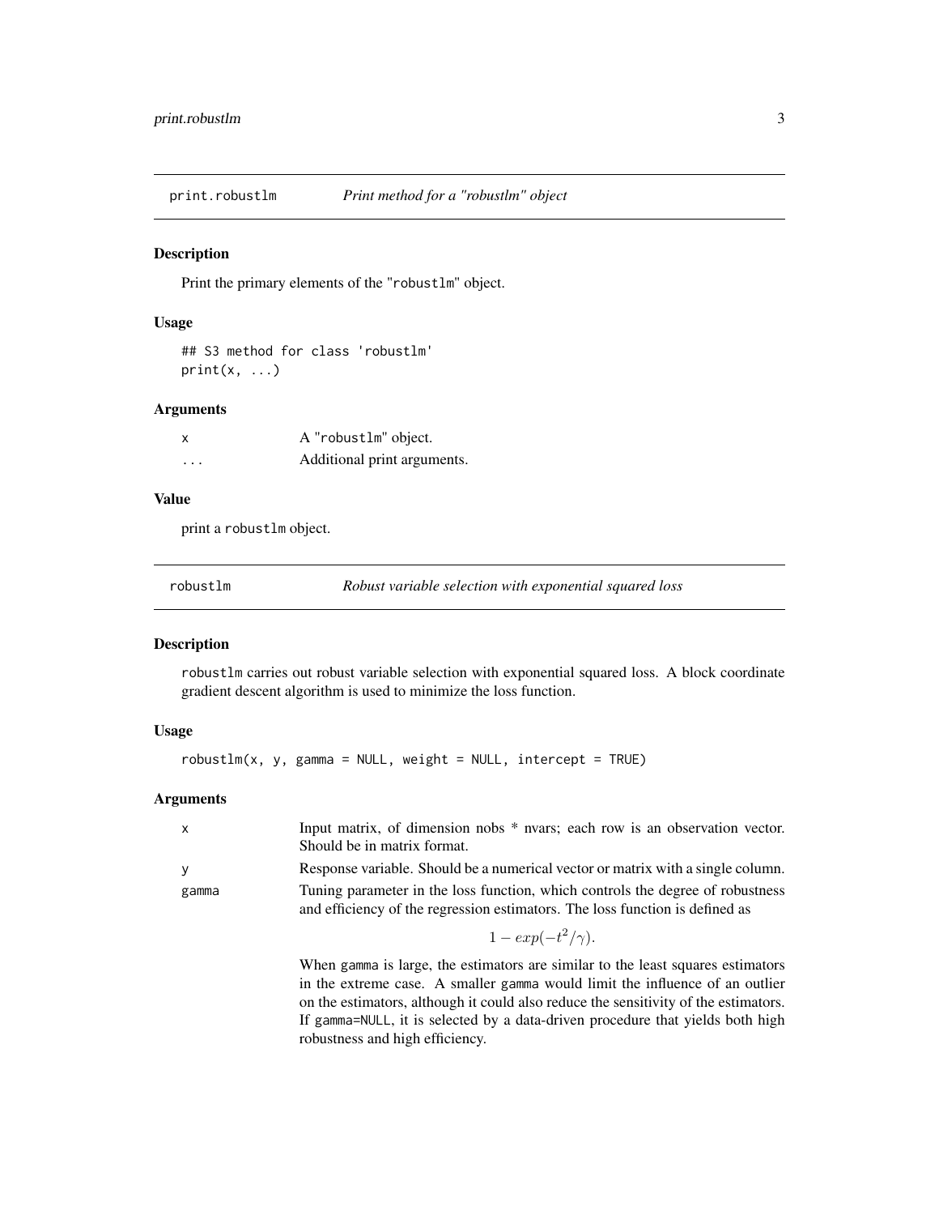## print.robustlm *Print method for a "robustlm" object*

### Description

Print the primary elements of the "robustlm" object.

### Usage

```
## S3 method for class 'robustlm'
print(x, ...)
```

### Arguments

| | |
|---|---|
| x | A "robustlm" object. |
| ... | Additional print arguments. |

### Value

print a robustlm object.

## robustlm *Robust variable selection with exponential squared loss*

### Description

robustlm carries out robust variable selection with exponential squared loss. A block coordinate gradient descent algorithm is used to minimize the loss function.

### Usage

```
robustlm(x, y, gamma = NULL, weight = NULL, intercept = TRUE)
```

### Arguments

| | |
|---|---|
| x | Input matrix, of dimension nobs * nvars; each row is an observation vector. Should be in matrix format. |
| y | Response variable. Should be a numerical vector or matrix with a single column. |
| gamma | Tuning parameter in the loss function, which controls the degree of robustness and efficiency of the regression estimators. The loss function is defined as $$1 - exp(-t^2/\gamma).$$ When gamma is large, the estimators are similar to the least squares estimators in the extreme case. A smaller gamma would limit the influence of an outlier on the estimators, although it could also reduce the sensitivity of the estimators. If gamma=NULL, it is selected by a data-driven procedure that yields both high robustness and high efficiency. |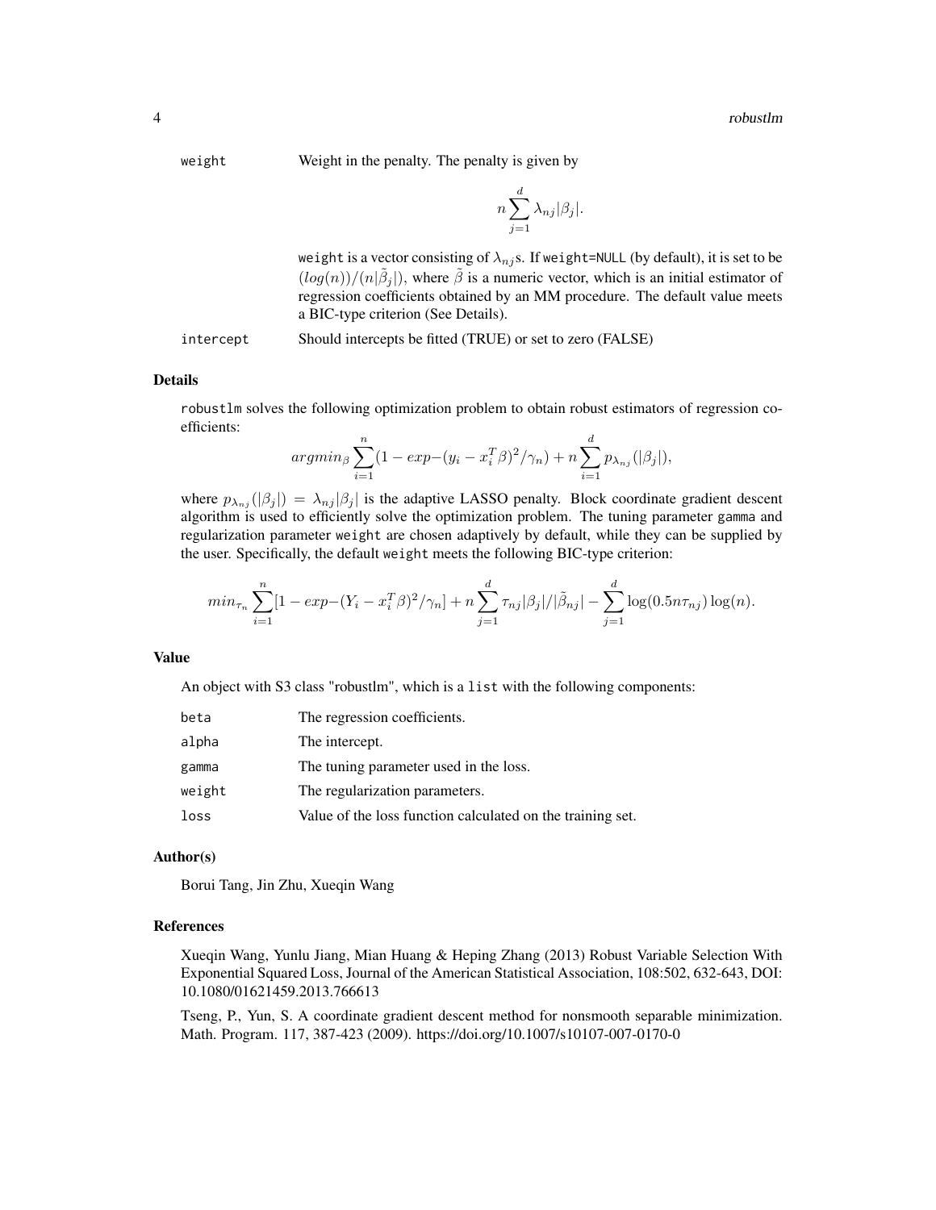weight	Weight in the penalty. The penalty is given by

$$n \sum_{j=1}^{d} \lambda_{nj} |\beta_j|.$$

weight is a vector consisting of $\lambda_{nj}$s. If weight=NULL (by default), it is set to be $(log(n))/(n|\tilde{\beta}_j|)$, where $\tilde{\beta}$ is a numeric vector, which is an initial estimator of regression coefficients obtained by an MM procedure. The default value meets a BIC-type criterion (See Details).

intercept	Should intercepts be fitted (TRUE) or set to zero (FALSE)

### Details

robustlm solves the following optimization problem to obtain robust estimators of regression coefficients:

$$argmin_{\beta} \sum_{i=1}^{n} (1 - exp - (y_i - x_i^T \beta)^2 / \gamma_n) + n \sum_{i=1}^{d} p_{\lambda_{nj}}(|\beta_j|),$$

where $p_{\lambda_{nj}}(|\beta_j|) = \lambda_{nj}|\beta_j|$ is the adaptive LASSO penalty. Block coordinate gradient descent algorithm is used to efficiently solve the optimization problem. The tuning parameter gamma and regularization parameter weight are chosen adaptively by default, while they can be supplied by the user. Specifically, the default weight meets the following BIC-type criterion:

$$min_{\tau_n} \sum_{i=1}^{n} [1 - exp - (Y_i - x_i^T \beta)^2 / \gamma_n] + n \sum_{j=1}^{d} \tau_{nj} |\beta_j| / |\tilde{\beta}_{nj}| - \sum_{j=1}^{d} \log(0.5 n \tau_{nj}) \log(n).$$

### Value

An object with S3 class "robustlm", which is a list with the following components:

| | |
|---|---|
| beta | The regression coefficients. |
| alpha | The intercept. |
| gamma | The tuning parameter used in the loss. |
| weight | The regularization parameters. |
| loss | Value of the loss function calculated on the training set. |

### Author(s)

Borui Tang, Jin Zhu, Xueqin Wang

### References

Xueqin Wang, Yunlu Jiang, Mian Huang & Heping Zhang (2013) Robust Variable Selection With Exponential Squared Loss, Journal of the American Statistical Association, 108:502, 632-643, DOI: 10.1080/01621459.2013.766613

Tseng, P., Yun, S. A coordinate gradient descent method for nonsmooth separable minimization. Math. Program. 117, 387-423 (2009). https://doi.org/10.1007/s10107-007-0170-0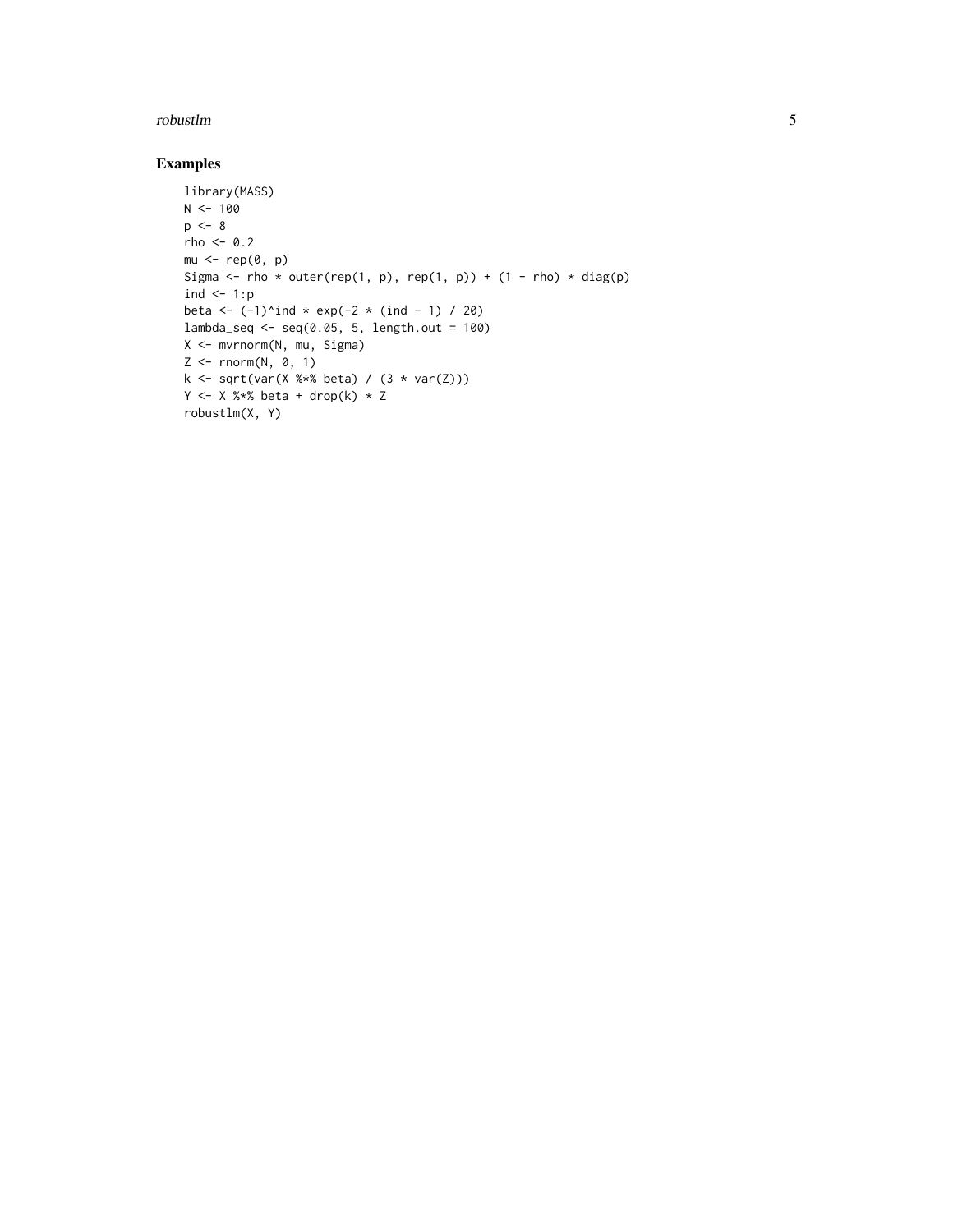## Examples

```
library(MASS)
N <- 100
p <- 8
rho <- 0.2
mu <- rep(0, p)
Sigma <- rho * outer(rep(1, p), rep(1, p)) + (1 - rho) * diag(p)
ind <- 1:p
beta <- (-1)^ind * exp(-2 * (ind - 1) / 20)
lambda_seq <- seq(0.05, 5, length.out = 100)
X <- mvrnorm(N, mu, Sigma)
Z <- rnorm(N, 0, 1)
k <- sqrt(var(X %*% beta) / (3 * var(Z)))
Y <- X %*% beta + drop(k) * Z
robustlm(X, Y)
```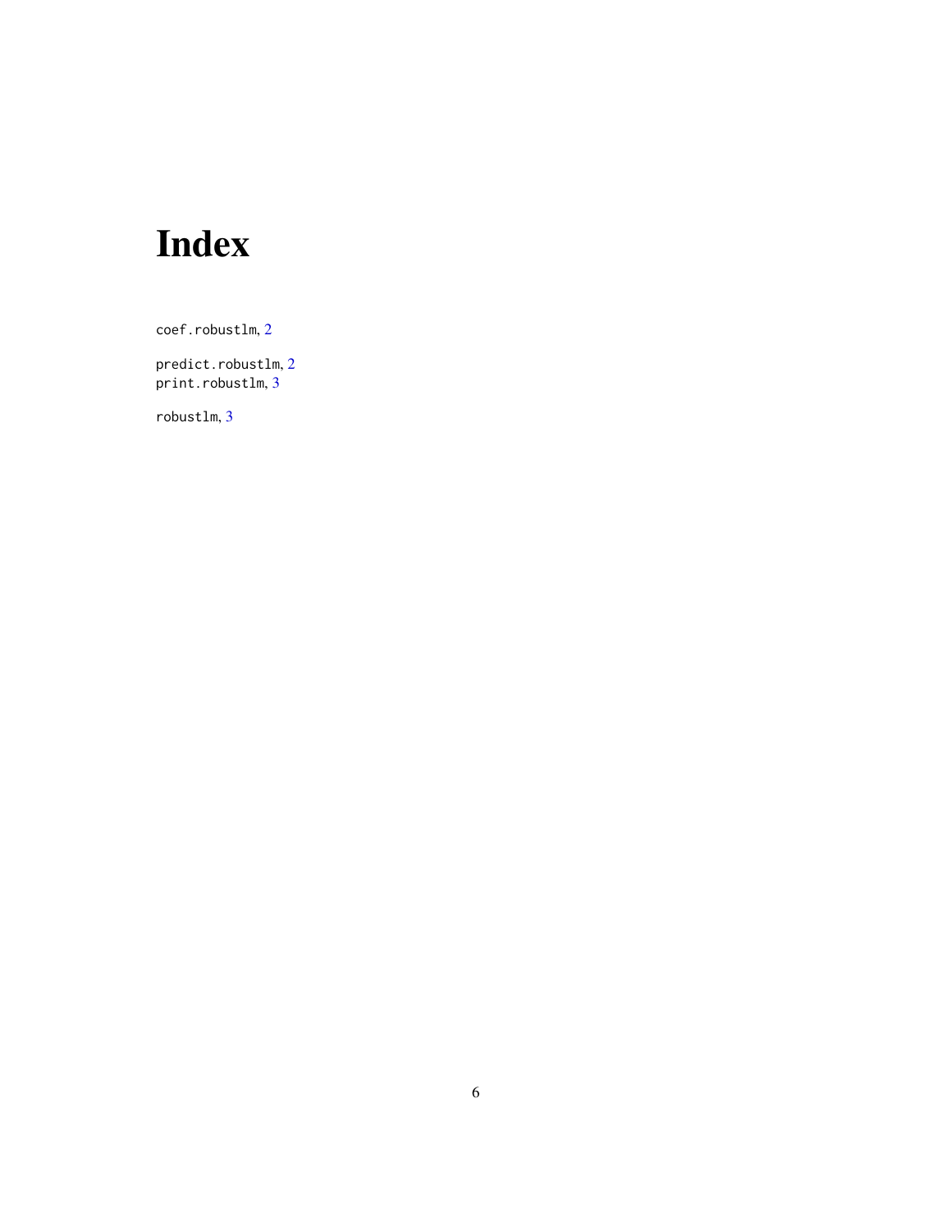# Index

coef.robustlm, 2

predict.robustlm, 2
print.robustlm, 3

robustlm, 3